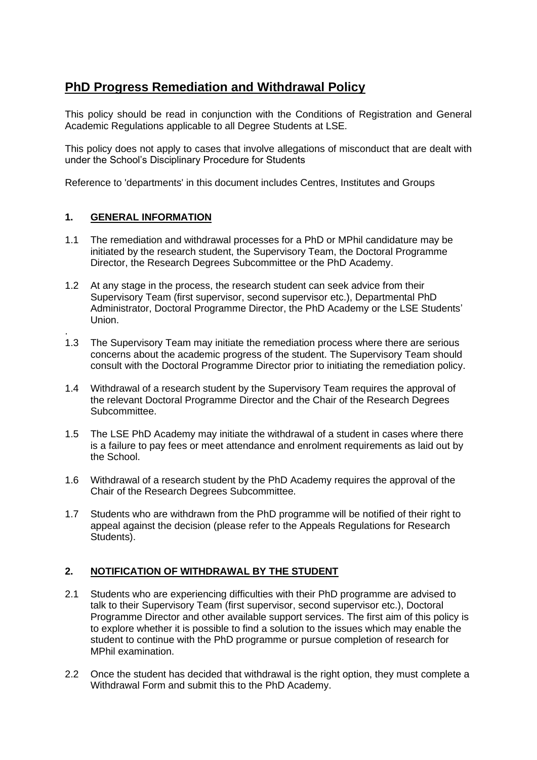# PhD Progress Remediation and Withdrawal Policy

This policy should be read in conjunction with the Conditions of Registration and General Academic Regulations applicable to all Degree Students at LSE.

This policy does not apply to cases that involve allegations of misconduct that are dealt with under the School's Disciplinary Procedure for Students

Reference to 'departments' in this document includes Centres, Institutes and Groups

## 1. GENERAL INFORMATION

1.1 The remediation and withdrawal processes for a PhD or MPhil candidature may be initiated by the research student, the Supervisory Team, the Doctoral Programme Director, the Research Degrees Subcommittee or the PhD Academy.

1.2 At any stage in the process, the research student can seek advice from their Supervisory Team (first supervisor, second supervisor etc.), Departmental PhD Administrator, Doctoral Programme Director, the PhD Academy or the LSE Students' Union.

1.3 The Supervisory Team may initiate the remediation process where there are serious concerns about the academic progress of the student. The Supervisory Team should consult with the Doctoral Programme Director prior to initiating the remediation policy.

1.4 Withdrawal of a research student by the Supervisory Team requires the approval of the relevant Doctoral Programme Director and the Chair of the Research Degrees Subcommittee.

1.5 The LSE PhD Academy may initiate the withdrawal of a student in cases where there is a failure to pay fees or meet attendance and enrolment requirements as laid out by the School.

1.6 Withdrawal of a research student by the PhD Academy requires the approval of the Chair of the Research Degrees Subcommittee.

1.7 Students who are withdrawn from the PhD programme will be notified of their right to appeal against the decision (please refer to the Appeals Regulations for Research Students).

## 2. NOTIFICATION OF WITHDRAWAL BY THE STUDENT

2.1 Students who are experiencing difficulties with their PhD programme are advised to talk to their Supervisory Team (first supervisor, second supervisor etc.), Doctoral Programme Director and other available support services. The first aim of this policy is to explore whether it is possible to find a solution to the issues which may enable the student to continue with the PhD programme or pursue completion of research for MPhil examination.

2.2 Once the student has decided that withdrawal is the right option, they must complete a Withdrawal Form and submit this to the PhD Academy.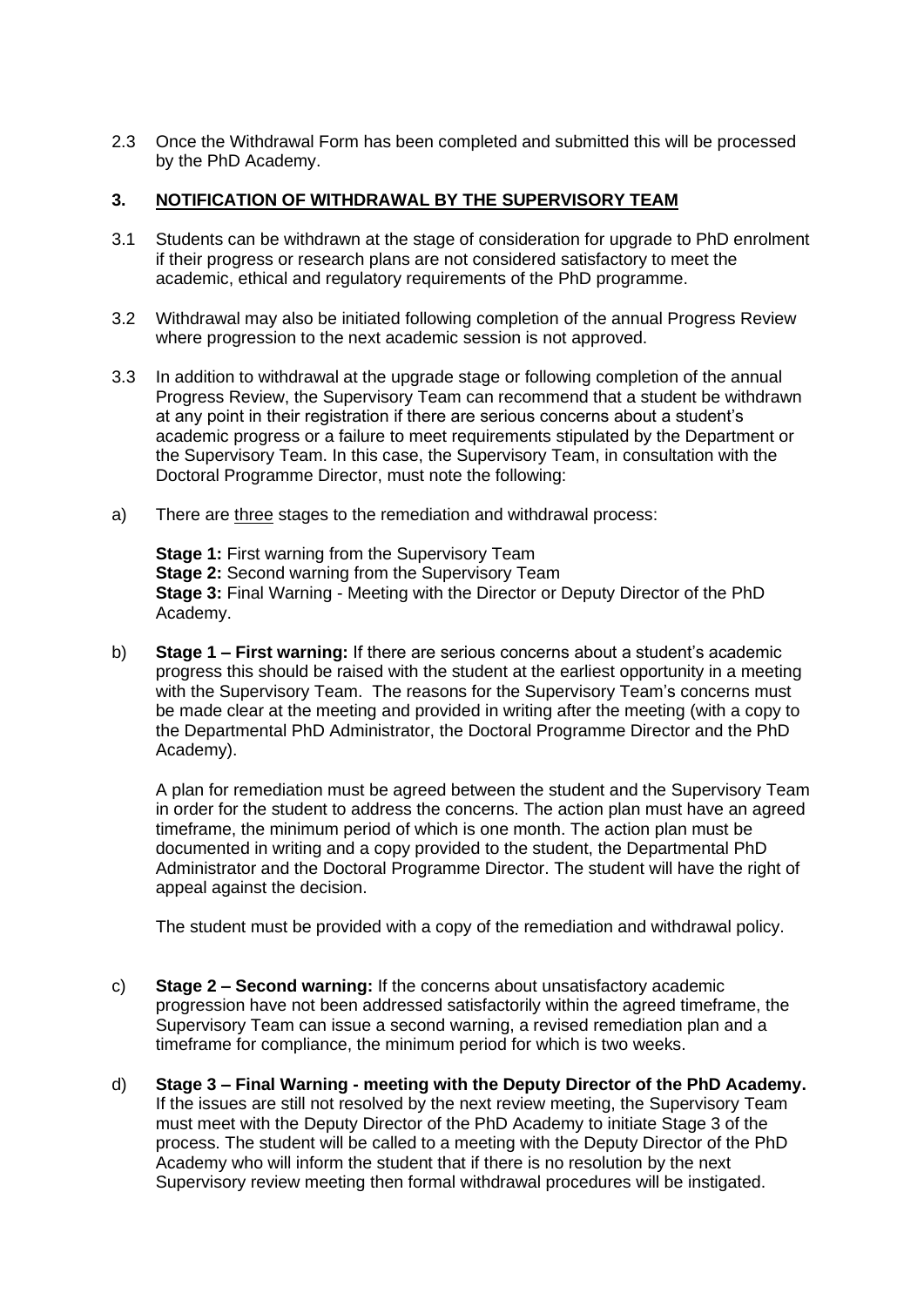2.3 Once the Withdrawal Form has been completed and submitted this will be processed by the PhD Academy.

## 3. NOTIFICATION OF WITHDRAWAL BY THE SUPERVISORY TEAM

3.1 Students can be withdrawn at the stage of consideration for upgrade to PhD enrolment if their progress or research plans are not considered satisfactory to meet the academic, ethical and regulatory requirements of the PhD programme.

3.2 Withdrawal may also be initiated following completion of the annual Progress Review where progression to the next academic session is not approved.

3.3 In addition to withdrawal at the upgrade stage or following completion of the annual Progress Review, the Supervisory Team can recommend that a student be withdrawn at any point in their registration if there are serious concerns about a student's academic progress or a failure to meet requirements stipulated by the Department or the Supervisory Team. In this case, the Supervisory Team, in consultation with the Doctoral Programme Director, must note the following:

a) There are three stages to the remediation and withdrawal process:

**Stage 1:** First warning from the Supervisory Team
**Stage 2:** Second warning from the Supervisory Team
**Stage 3:** Final Warning - Meeting with the Director or Deputy Director of the PhD Academy.

b) **Stage 1 – First warning:** If there are serious concerns about a student's academic progress this should be raised with the student at the earliest opportunity in a meeting with the Supervisory Team. The reasons for the Supervisory Team's concerns must be made clear at the meeting and provided in writing after the meeting (with a copy to the Departmental PhD Administrator, the Doctoral Programme Director and the PhD Academy).

A plan for remediation must be agreed between the student and the Supervisory Team in order for the student to address the concerns. The action plan must have an agreed timeframe, the minimum period of which is one month. The action plan must be documented in writing and a copy provided to the student, the Departmental PhD Administrator and the Doctoral Programme Director. The student will have the right of appeal against the decision.

The student must be provided with a copy of the remediation and withdrawal policy.

c) **Stage 2 – Second warning:** If the concerns about unsatisfactory academic progression have not been addressed satisfactorily within the agreed timeframe, the Supervisory Team can issue a second warning, a revised remediation plan and a timeframe for compliance, the minimum period for which is two weeks.

d) **Stage 3 – Final Warning - meeting with the Deputy Director of the PhD Academy.** If the issues are still not resolved by the next review meeting, the Supervisory Team must meet with the Deputy Director of the PhD Academy to initiate Stage 3 of the process. The student will be called to a meeting with the Deputy Director of the PhD Academy who will inform the student that if there is no resolution by the next Supervisory review meeting then formal withdrawal procedures will be instigated.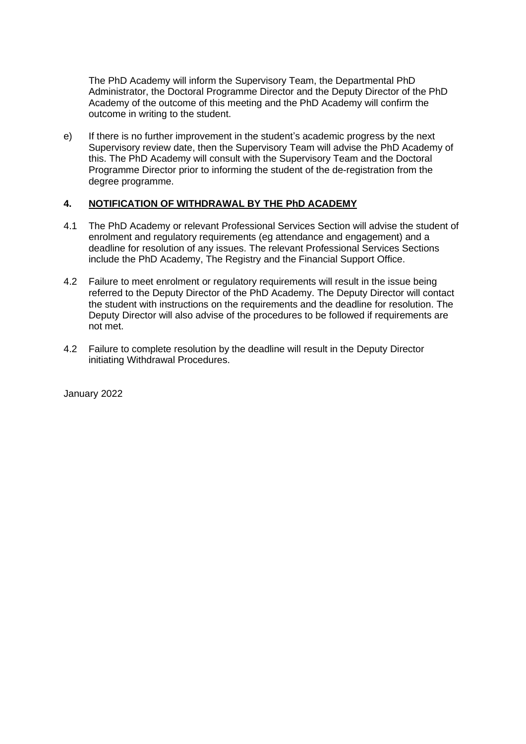The PhD Academy will inform the Supervisory Team, the Departmental PhD Administrator, the Doctoral Programme Director and the Deputy Director of the PhD Academy of the outcome of this meeting and the PhD Academy will confirm the outcome in writing to the student.

e) If there is no further improvement in the student's academic progress by the next Supervisory review date, then the Supervisory Team will advise the PhD Academy of this. The PhD Academy will consult with the Supervisory Team and the Doctoral Programme Director prior to informing the student of the de-registration from the degree programme.

## 4. NOTIFICATION OF WITHDRAWAL BY THE PhD ACADEMY

4.1 The PhD Academy or relevant Professional Services Section will advise the student of enrolment and regulatory requirements (eg attendance and engagement) and a deadline for resolution of any issues. The relevant Professional Services Sections include the PhD Academy, The Registry and the Financial Support Office.

4.2 Failure to meet enrolment or regulatory requirements will result in the issue being referred to the Deputy Director of the PhD Academy. The Deputy Director will contact the student with instructions on the requirements and the deadline for resolution. The Deputy Director will also advise of the procedures to be followed if requirements are not met.

4.2 Failure to complete resolution by the deadline will result in the Deputy Director initiating Withdrawal Procedures.

January 2022